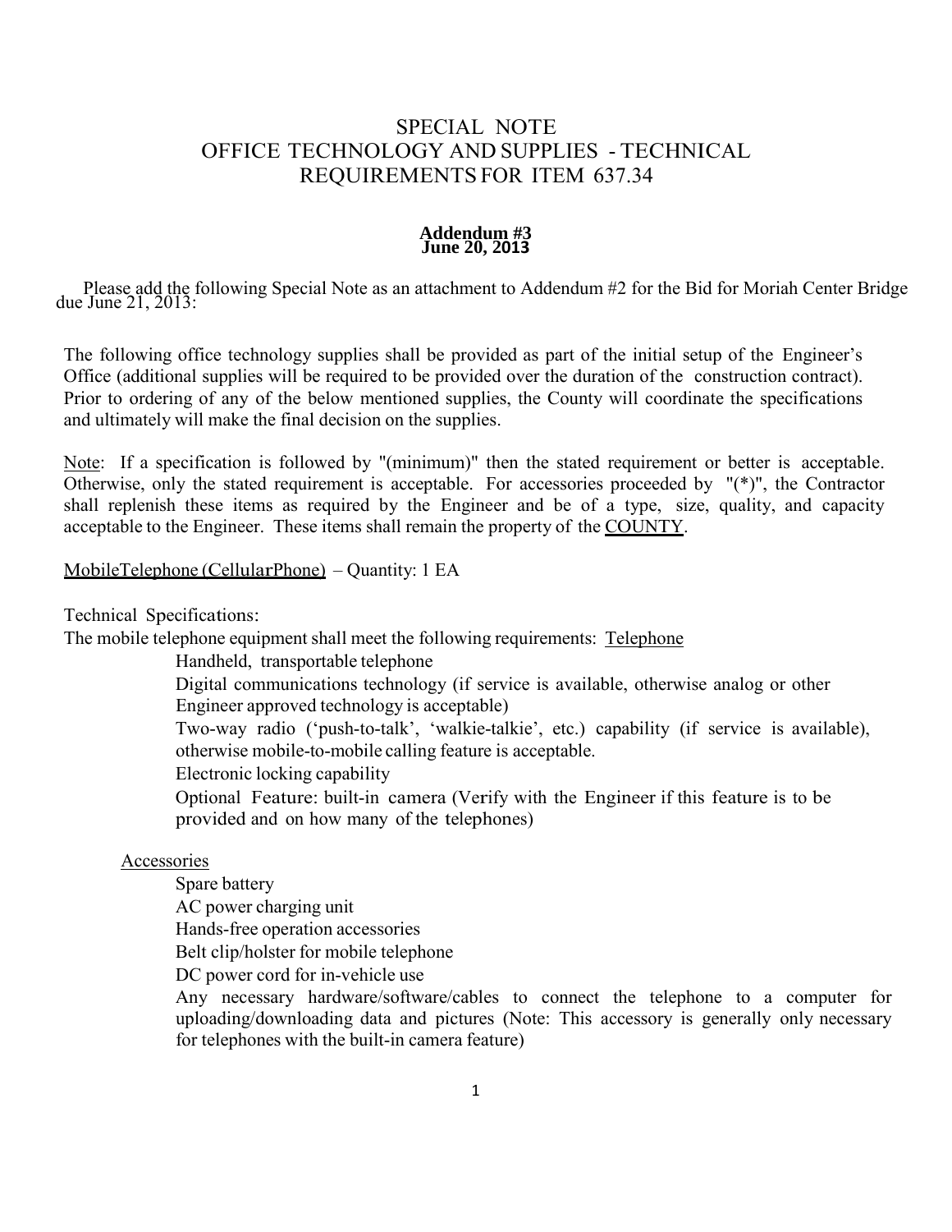# SPECIAL NOTE
# OFFICE TECHNOLOGY AND SUPPLIES - TECHNICAL REQUIREMENTS FOR ITEM 637.34

**Addendum #3**
**June 20, 2013**

Please add the following Special Note as an attachment to Addendum #2 for the Bid for Moriah Center Bridge due June 21, 2013:

The following office technology supplies shall be provided as part of the initial setup of the Engineer's Office (additional supplies will be required to be provided over the duration of the construction contract). Prior to ordering of any of the below mentioned supplies, the County will coordinate the specifications and ultimately will make the final decision on the supplies.

Note: If a specification is followed by "(minimum)" then the stated requirement or better is acceptable. Otherwise, only the stated requirement is acceptable. For accessories proceeded by "(*)", the Contractor shall replenish these items as required by the Engineer and be of a type, size, quality, and capacity acceptable to the Engineer. These items shall remain the property of the COUNTY.

MobileTelephone (CellularPhone) – Quantity: 1 EA

Technical Specifications:

The mobile telephone equipment shall meet the following requirements: Telephone

- Handheld, transportable telephone
- Digital communications technology (if service is available, otherwise analog or other Engineer approved technology is acceptable)
- Two-way radio ('push-to-talk', 'walkie-talkie', etc.) capability (if service is available), otherwise mobile-to-mobile calling feature is acceptable.
- Electronic locking capability
- Optional Feature: built-in camera (Verify with the Engineer if this feature is to be provided and on how many of the telephones)

Accessories

- Spare battery
- AC power charging unit
- Hands-free operation accessories
- Belt clip/holster for mobile telephone
- DC power cord for in-vehicle use
- Any necessary hardware/software/cables to connect the telephone to a computer for uploading/downloading data and pictures (Note: This accessory is generally only necessary for telephones with the built-in camera feature)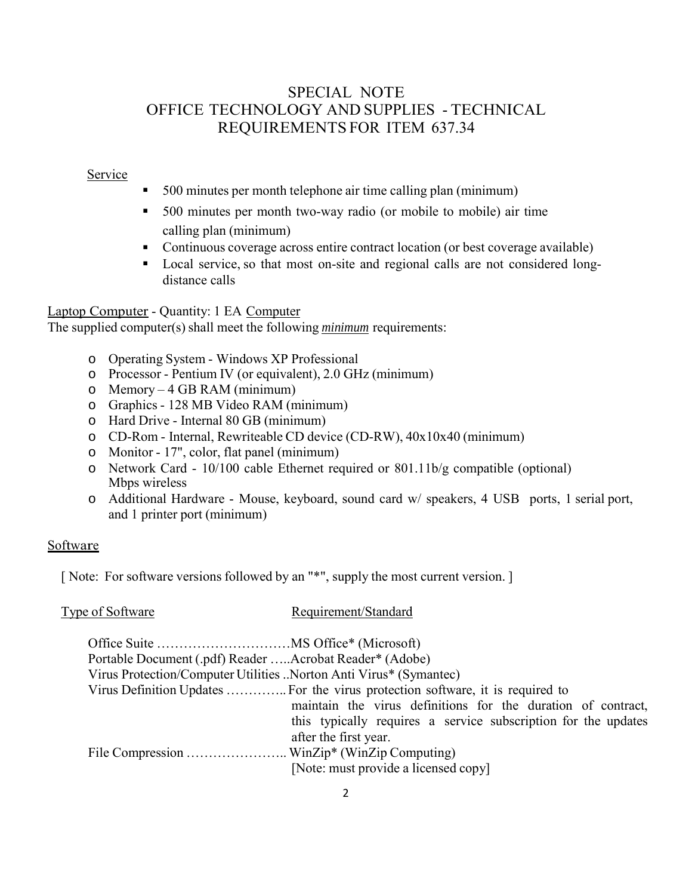# SPECIAL NOTE
# OFFICE TECHNOLOGY AND SUPPLIES - TECHNICAL REQUIREMENTS FOR ITEM 637.34

<u>Service</u>

- 500 minutes per month telephone air time calling plan (minimum)
- 500 minutes per month two-way radio (or mobile to mobile) air time calling plan (minimum)
- Continuous coverage across entire contract location (or best coverage available)
- Local service, so that most on-site and regional calls are not considered long-distance calls

<u>Laptop Computer</u> - Quantity: 1 EA <u>Computer</u>

The supplied computer(s) shall meet the following ***minimum*** requirements:

- Operating System - Windows XP Professional
- Processor - Pentium IV (or equivalent), 2.0 GHz (minimum)
- Memory – 4 GB RAM (minimum)
- Graphics - 128 MB Video RAM (minimum)
- Hard Drive - Internal 80 GB (minimum)
- CD-Rom - Internal, Rewriteable CD device (CD-RW), 40x10x40 (minimum)
- Monitor - 17", color, flat panel (minimum)
- Network Card - 10/100 cable Ethernet required or 801.11b/g compatible (optional) Mbps wireless
- Additional Hardware - Mouse, keyboard, sound card w/ speakers, 4 USB ports, 1 serial port, and 1 printer port (minimum)

<u>Software</u>

[ Note: For software versions followed by an "*", supply the most current version. ]

| Type of Software | Requirement/Standard |
|---|---|
| Office Suite | MS Office* (Microsoft) |
| Portable Document (.pdf) Reader | Acrobat Reader* (Adobe) |
| Virus Protection/Computer Utilities | Norton Anti Virus* (Symantec) |
| Virus Definition Updates | For the virus protection software, it is required to maintain the virus definitions for the duration of contract, this typically requires a service subscription for the updates after the first year. |
| File Compression | WinZip* (WinZip Computing) [Note: must provide a licensed copy] |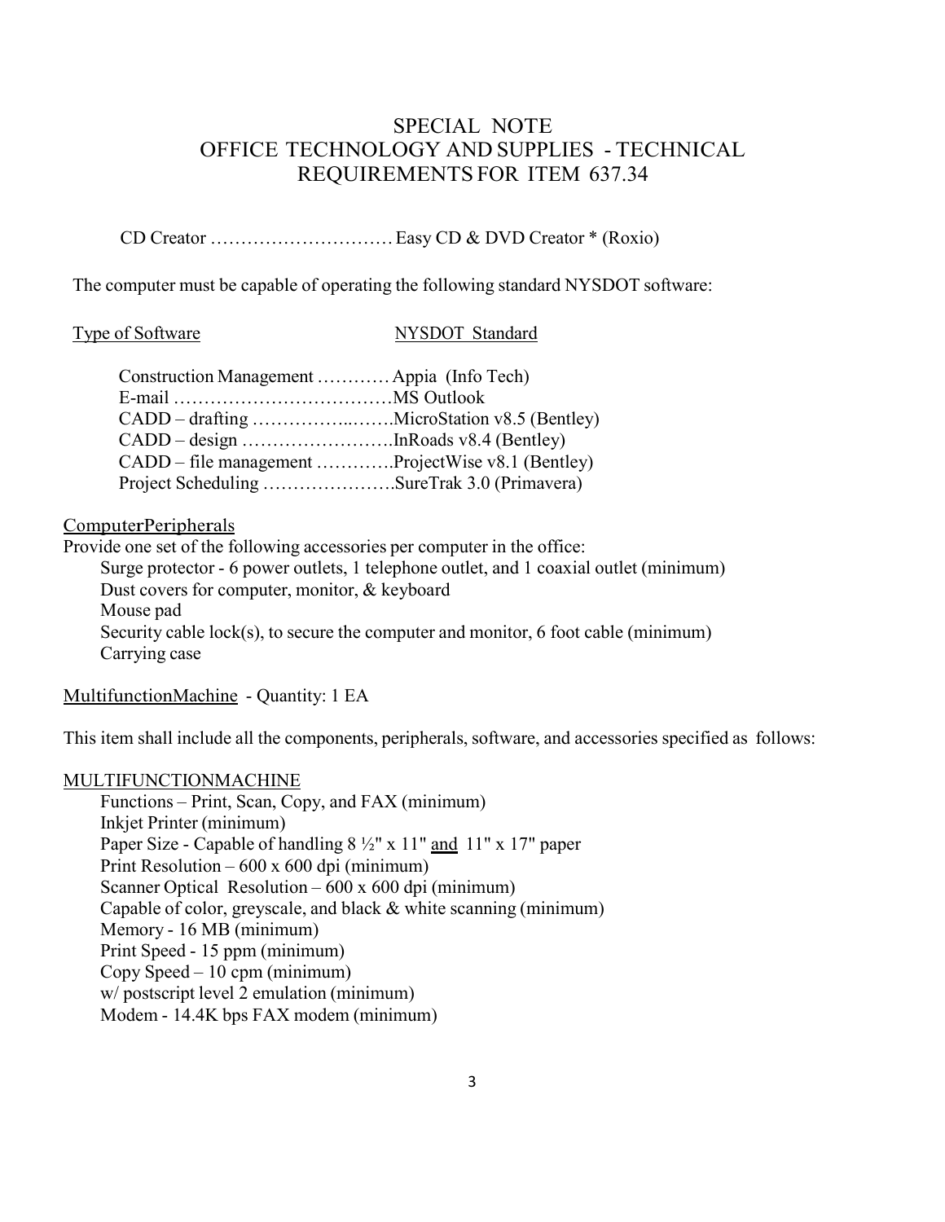## SPECIAL NOTE
## OFFICE TECHNOLOGY AND SUPPLIES - TECHNICAL REQUIREMENTS FOR ITEM 637.34

CD Creator ………………………… Easy CD & DVD Creator * (Roxio)

The computer must be capable of operating the following standard NYSDOT software:

<u>Type of Software</u> <u>NYSDOT Standard</u>

Construction Management ………… Appia (Info Tech)
E-mail ………………………………MS Outlook
CADD – drafting ……………..…….MicroStation v8.5 (Bentley)
CADD – design …………………….InRoads v8.4 (Bentley)
CADD – file management ………….ProjectWise v8.1 (Bentley)
Project Scheduling ………………….SureTrak 3.0 (Primavera)

<u>ComputerPeripherals</u>

Provide one set of the following accessories per computer in the office:

Surge protector - 6 power outlets, 1 telephone outlet, and 1 coaxial outlet (minimum)
Dust covers for computer, monitor, & keyboard
Mouse pad
Security cable lock(s), to secure the computer and monitor, 6 foot cable (minimum)
Carrying case

<u>MultifunctionMachine</u> - Quantity: 1 EA

This item shall include all the components, peripherals, software, and accessories specified as follows:

<u>MULTIFUNCTIONMACHINE</u>

Functions – Print, Scan, Copy, and FAX (minimum)
Inkjet Printer (minimum)
Paper Size - Capable of handling 8 ½" x 11" <u>and</u> 11" x 17" paper
Print Resolution – 600 x 600 dpi (minimum)
Scanner Optical Resolution – 600 x 600 dpi (minimum)
Capable of color, greyscale, and black & white scanning (minimum)
Memory - 16 MB (minimum)
Print Speed - 15 ppm (minimum)
Copy Speed – 10 cpm (minimum)
w/ postscript level 2 emulation (minimum)
Modem - 14.4K bps FAX modem (minimum)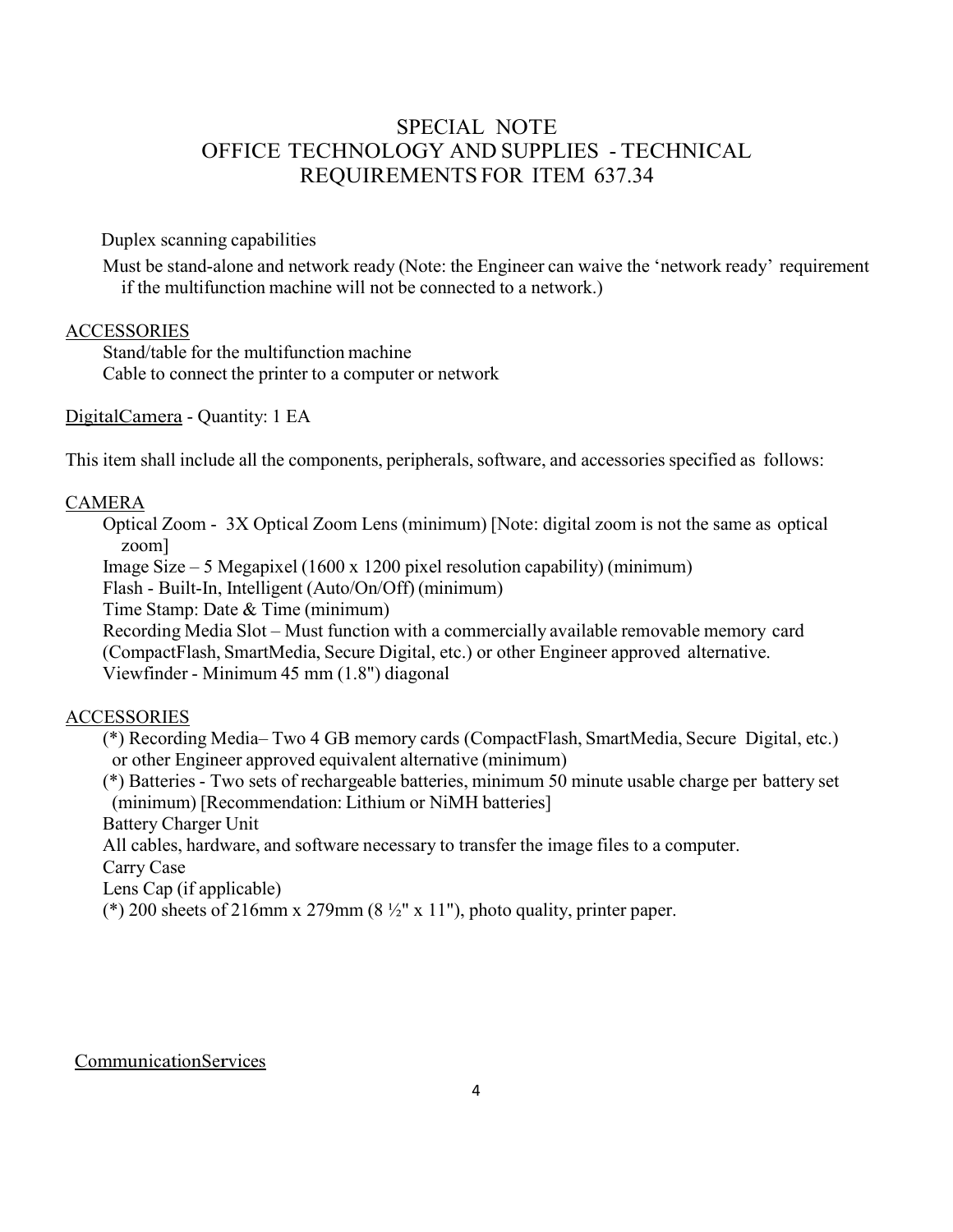# SPECIAL NOTE
# OFFICE TECHNOLOGY AND SUPPLIES - TECHNICAL REQUIREMENTS FOR ITEM 637.34

Duplex scanning capabilities

Must be stand-alone and network ready (Note: the Engineer can waive the 'network ready' requirement if the multifunction machine will not be connected to a network.)

<u>ACCESSORIES</u>

Stand/table for the multifunction machine

Cable to connect the printer to a computer or network

<u>DigitalCamera</u> - Quantity: 1 EA

This item shall include all the components, peripherals, software, and accessories specified as follows:

<u>CAMERA</u>

Optical Zoom - 3X Optical Zoom Lens (minimum) [Note: digital zoom is not the same as optical zoom]

Image Size – 5 Megapixel (1600 x 1200 pixel resolution capability) (minimum)

Flash - Built-In, Intelligent (Auto/On/Off) (minimum)

Time Stamp: Date & Time (minimum)

Recording Media Slot – Must function with a commercially available removable memory card (CompactFlash, SmartMedia, Secure Digital, etc.) or other Engineer approved alternative.

Viewfinder - Minimum 45 mm (1.8") diagonal

<u>ACCESSORIES</u>

(*) Recording Media– Two 4 GB memory cards (CompactFlash, SmartMedia, Secure Digital, etc.) or other Engineer approved equivalent alternative (minimum)

(*) Batteries - Two sets of rechargeable batteries, minimum 50 minute usable charge per battery set (minimum) [Recommendation: Lithium or NiMH batteries]

Battery Charger Unit

All cables, hardware, and software necessary to transfer the image files to a computer.

Carry Case

Lens Cap (if applicable)

(*) 200 sheets of 216mm x 279mm (8 ½" x 11"), photo quality, printer paper.

<u>CommunicationServices</u>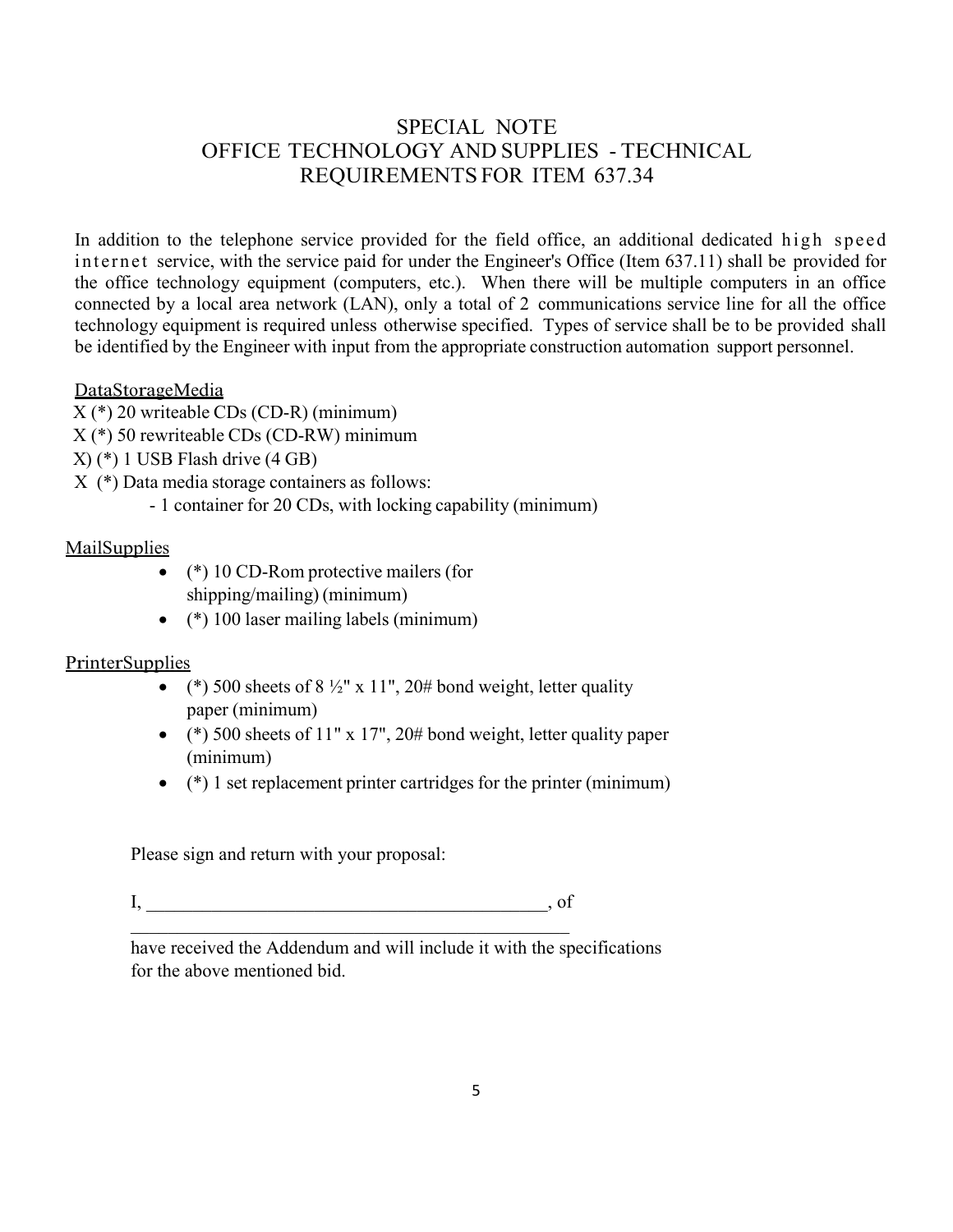# SPECIAL NOTE
# OFFICE TECHNOLOGY AND SUPPLIES - TECHNICAL REQUIREMENTS FOR ITEM 637.34

In addition to the telephone service provided for the field office, an additional dedicated high speed internet service, with the service paid for under the Engineer's Office (Item 637.11) shall be provided for the office technology equipment (computers, etc.). When there will be multiple computers in an office connected by a local area network (LAN), only a total of 2 communications service line for all the office technology equipment is required unless otherwise specified. Types of service shall be to be provided shall be identified by the Engineer with input from the appropriate construction automation support personnel.

DataStorageMedia

X (*) 20 writeable CDs (CD-R) (minimum)
X (*) 50 rewriteable CDs (CD-RW) minimum
X) (*) 1 USB Flash drive (4 GB)
X (*) Data media storage containers as follows:
- 1 container for 20 CDs, with locking capability (minimum)

MailSupplies

- (*) 10 CD-Rom protective mailers (for shipping/mailing) (minimum)
- (*) 100 laser mailing labels (minimum)

PrinterSupplies

- (*) 500 sheets of 8 ½" x 11", 20# bond weight, letter quality paper (minimum)
- (*) 500 sheets of 11" x 17", 20# bond weight, letter quality paper (minimum)
- (*) 1 set replacement printer cartridges for the printer (minimum)

Please sign and return with your proposal:

I, ____________________________________________, of

_________________________________________________

have received the Addendum and will include it with the specifications for the above mentioned bid.